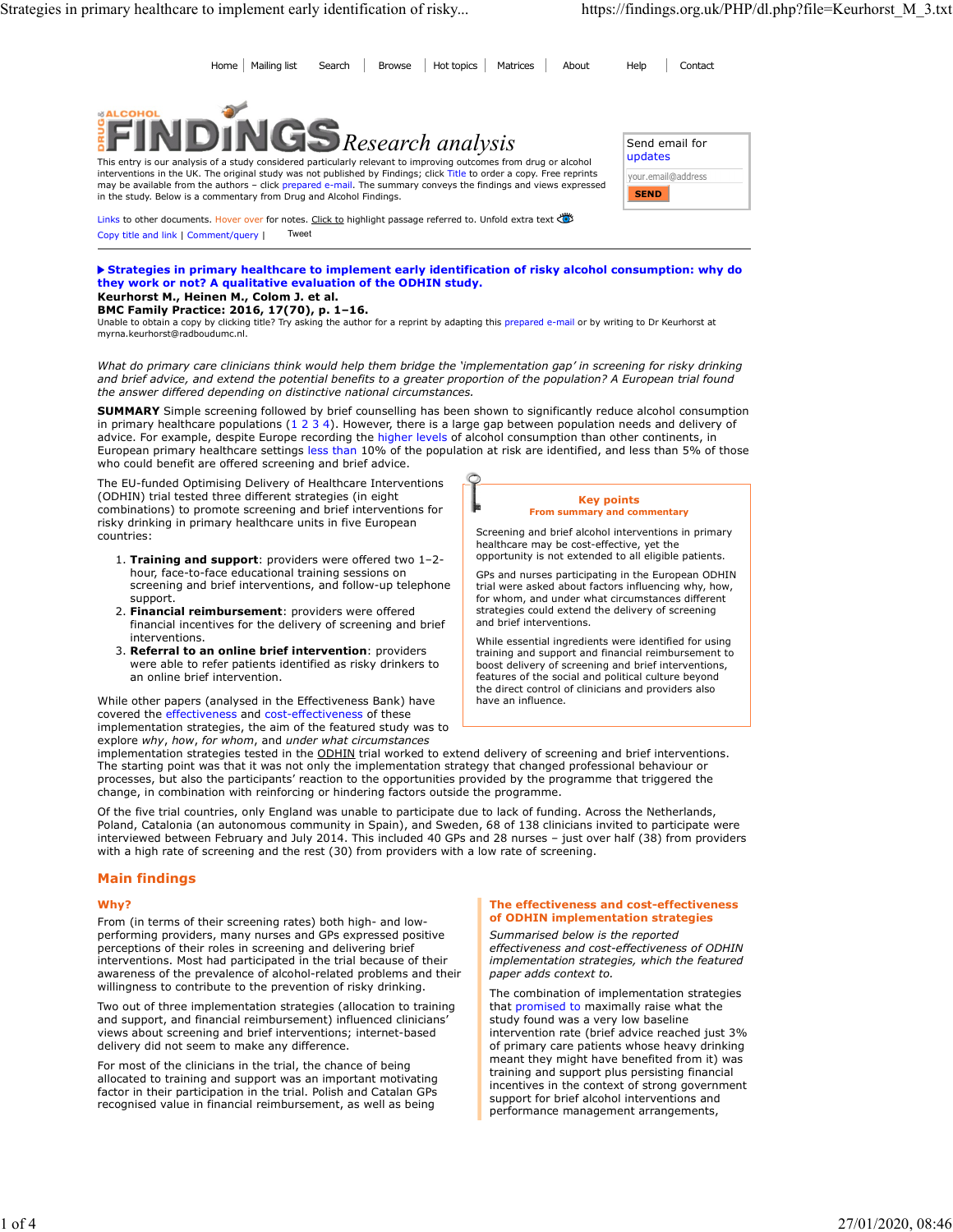Home | Mailing list | Search | Browse | Hot topics | Matrices | About | Help | Contact

# FINDINGS *Research analysis*

This entry is our analysis of a study considered particularly relevant to improving outcomes from drug or alcohol interventions in the UK. The original study was not published by Findings; click Title to order a copy. Free reprints may be available from the authors – click prepared e-mail. The summary conveys the findings and views expressed in the study. Below is a commentary from Drug and Alcohol Findings.

Send email for updates

your.email@address

SEND

Links to other documents. Hover over for notes. Click to highlight passage referred to. Unfold extra text

Copy title and link | Comment/query | Tweet

**Strategies in primary healthcare to implement early identification of risky alcohol consumption: why do they work or not? A qualitative evaluation of the ODHIN study.**

**Keurhorst M., Heinen M., Colom J. et al.**

**BMC Family Practice: 2016, 17(70), p. 1–16.**

Unable to obtain a copy by clicking title? Try asking the author for a reprint by adapting this prepared e-mail or by writing to Dr Keurhorst at myrna.keurhorst@radboudumc.nl.

*What do primary care clinicians think would help them bridge the 'implementation gap' in screening for risky drinking and brief advice, and extend the potential benefits to a greater proportion of the population? A European trial found the answer differed depending on distinctive national circumstances.*

**SUMMARY** Simple screening followed by brief counselling has been shown to significantly reduce alcohol consumption in primary healthcare populations (1 2 3 4). However, there is a large gap between population needs and delivery of advice. For example, despite Europe recording the higher levels of alcohol consumption than other continents, in European primary healthcare settings less than 10% of the population at risk are identified, and less than 5% of those who could benefit are offered screening and brief advice.

The EU-funded Optimising Delivery of Healthcare Interventions (ODHIN) trial tested three different strategies (in eight combinations) to promote screening and brief interventions for risky drinking in primary healthcare units in five European countries:

1. **Training and support**: providers were offered two 1–2-hour, face-to-face educational training sessions on screening and brief interventions, and follow-up telephone support.
2. **Financial reimbursement**: providers were offered financial incentives for the delivery of screening and brief interventions.
3. **Referral to an online brief intervention**: providers were able to refer patients identified as risky drinkers to an online brief intervention.

While other papers (analysed in the Effectiveness Bank) have covered the effectiveness and cost-effectiveness of these implementation strategies, the aim of the featured study was to explore *why*, *how*, *for whom*, and *under what circumstances* implementation strategies tested in the ODHIN trial worked to extend delivery of screening and brief interventions. The starting point was that it was not only the implementation strategy that changed professional behaviour or processes, but also the participants' reaction to the opportunities provided by the programme that triggered the change, in combination with reinforcing or hindering factors outside the programme.

Of the five trial countries, only England was unable to participate due to lack of funding. Across the Netherlands, Poland, Catalonia (an autonomous community in Spain), and Sweden, 68 of 138 clinicians invited to participate were interviewed between February and July 2014. This included 40 GPs and 28 nurses – just over half (38) from providers with a high rate of screening and the rest (30) from providers with a low rate of screening.

> **Key points**
> **From summary and commentary**
>
> Screening and brief alcohol interventions in primary healthcare may be cost-effective, yet the opportunity is not extended to all eligible patients.
>
> GPs and nurses participating in the European ODHIN trial were asked about factors influencing why, how, for whom, and under what circumstances different strategies could extend the delivery of screening and brief interventions.
>
> While essential ingredients were identified for using training and support and financial reimbursement to boost delivery of screening and brief interventions, features of the social and political culture beyond the direct control of clinicians and providers also have an influence.

## Main findings

### Why?

From (in terms of their screening rates) both high- and low-performing providers, many nurses and GPs expressed positive perceptions of their roles in screening and delivering brief interventions. Most had participated in the trial because of their awareness of the prevalence of alcohol-related problems and their willingness to contribute to the prevention of risky drinking.

Two out of three implementation strategies (allocation to training and support, and financial reimbursement) influenced clinicians' views about screening and brief interventions; internet-based delivery did not seem to make any difference.

For most of the clinicians in the trial, the chance of being allocated to training and support was an important motivating factor in their participation in the trial. Polish and Catalan GPs recognised value in financial reimbursement, as well as being

> **The effectiveness and cost-effectiveness of ODHIN implementation strategies**
>
> *Summarised below is the reported effectiveness and cost-effectiveness of ODHIN implementation strategies, which the featured paper adds context to.*
>
> The combination of implementation strategies that promised to maximally raise what the study found was a very low baseline intervention rate (brief advice reached just 3% of primary care patients whose heavy drinking meant they might have benefited from it) was training and support plus persisting financial incentives in the context of strong government support for brief alcohol interventions and performance management arrangements,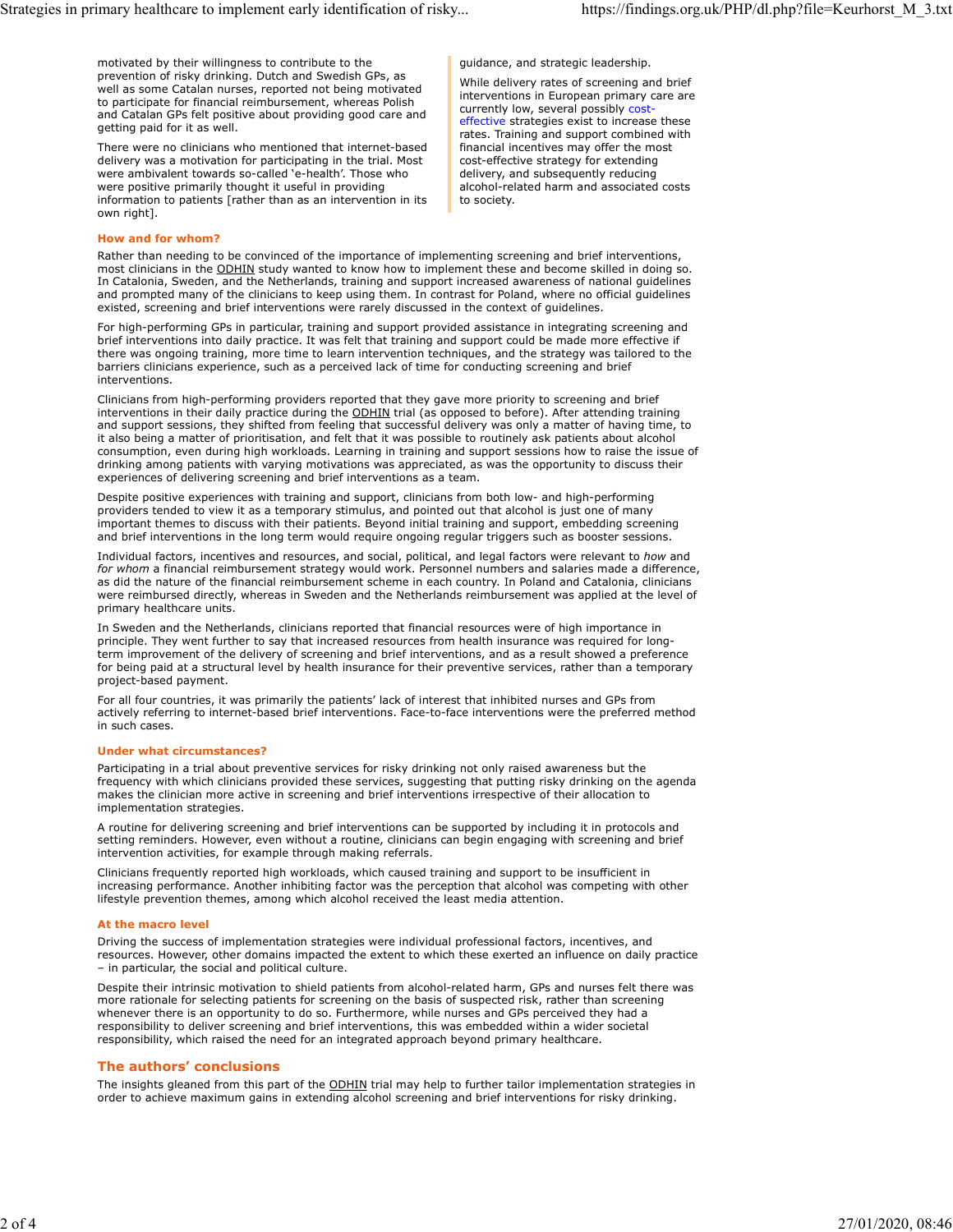motivated by their willingness to contribute to the prevention of risky drinking. Dutch and Swedish GPs, as well as some Catalan nurses, reported not being motivated to participate for financial reimbursement, whereas Polish and Catalan GPs felt positive about providing good care and getting paid for it as well.

There were no clinicians who mentioned that internet-based delivery was a motivation for participating in the trial. Most were ambivalent towards so-called 'e-health'. Those who were positive primarily thought it useful in providing information to patients [rather than as an intervention in its own right].

guidance, and strategic leadership.

While delivery rates of screening and brief interventions in European primary care are currently low, several possibly cost-effective strategies exist to increase these rates. Training and support combined with financial incentives may offer the most cost-effective strategy for extending delivery, and subsequently reducing alcohol-related harm and associated costs to society.

#### How and for whom?

Rather than needing to be convinced of the importance of implementing screening and brief interventions, most clinicians in the ODHIN study wanted to know how to implement these and become skilled in doing so. In Catalonia, Sweden, and the Netherlands, training and support increased awareness of national guidelines and prompted many of the clinicians to keep using them. In contrast for Poland, where no official guidelines existed, screening and brief interventions were rarely discussed in the context of guidelines.

For high-performing GPs in particular, training and support provided assistance in integrating screening and brief interventions into daily practice. It was felt that training and support could be made more effective if there was ongoing training, more time to learn intervention techniques, and the strategy was tailored to the barriers clinicians experience, such as a perceived lack of time for conducting screening and brief interventions.

Clinicians from high-performing providers reported that they gave more priority to screening and brief interventions in their daily practice during the ODHIN trial (as opposed to before). After attending training and support sessions, they shifted from feeling that successful delivery was only a matter of having time, to it also being a matter of prioritisation, and felt that it was possible to routinely ask patients about alcohol consumption, even during high workloads. Learning in training and support sessions how to raise the issue of drinking among patients with varying motivations was appreciated, as was the opportunity to discuss their experiences of delivering screening and brief interventions as a team.

Despite positive experiences with training and support, clinicians from both low- and high-performing providers tended to view it as a temporary stimulus, and pointed out that alcohol is just one of many important themes to discuss with their patients. Beyond initial training and support, embedding screening and brief interventions in the long term would require ongoing regular triggers such as booster sessions.

Individual factors, incentives and resources, and social, political, and legal factors were relevant to *how* and *for whom* a financial reimbursement strategy would work. Personnel numbers and salaries made a difference, as did the nature of the financial reimbursement scheme in each country. In Poland and Catalonia, clinicians were reimbursed directly, whereas in Sweden and the Netherlands reimbursement was applied at the level of primary healthcare units.

In Sweden and the Netherlands, clinicians reported that financial resources were of high importance in principle. They went further to say that increased resources from health insurance was required for long-term improvement of the delivery of screening and brief interventions, and as a result showed a preference for being paid at a structural level by health insurance for their preventive services, rather than a temporary project-based payment.

For all four countries, it was primarily the patients' lack of interest that inhibited nurses and GPs from actively referring to internet-based brief interventions. Face-to-face interventions were the preferred method in such cases.

#### Under what circumstances?

Participating in a trial about preventive services for risky drinking not only raised awareness but the frequency with which clinicians provided these services, suggesting that putting risky drinking on the agenda makes the clinician more active in screening and brief interventions irrespective of their allocation to implementation strategies.

A routine for delivering screening and brief interventions can be supported by including it in protocols and setting reminders. However, even without a routine, clinicians can begin engaging with screening and brief intervention activities, for example through making referrals.

Clinicians frequently reported high workloads, which caused training and support to be insufficient in increasing performance. Another inhibiting factor was the perception that alcohol was competing with other lifestyle prevention themes, among which alcohol received the least media attention.

#### At the macro level

Driving the success of implementation strategies were individual professional factors, incentives, and resources. However, other domains impacted the extent to which these exerted an influence on daily practice – in particular, the social and political culture.

Despite their intrinsic motivation to shield patients from alcohol-related harm, GPs and nurses felt there was more rationale for selecting patients for screening on the basis of suspected risk, rather than screening whenever there is an opportunity to do so. Furthermore, while nurses and GPs perceived they had a responsibility to deliver screening and brief interventions, this was embedded within a wider societal responsibility, which raised the need for an integrated approach beyond primary healthcare.

### The authors' conclusions

The insights gleaned from this part of the ODHIN trial may help to further tailor implementation strategies in order to achieve maximum gains in extending alcohol screening and brief interventions for risky drinking.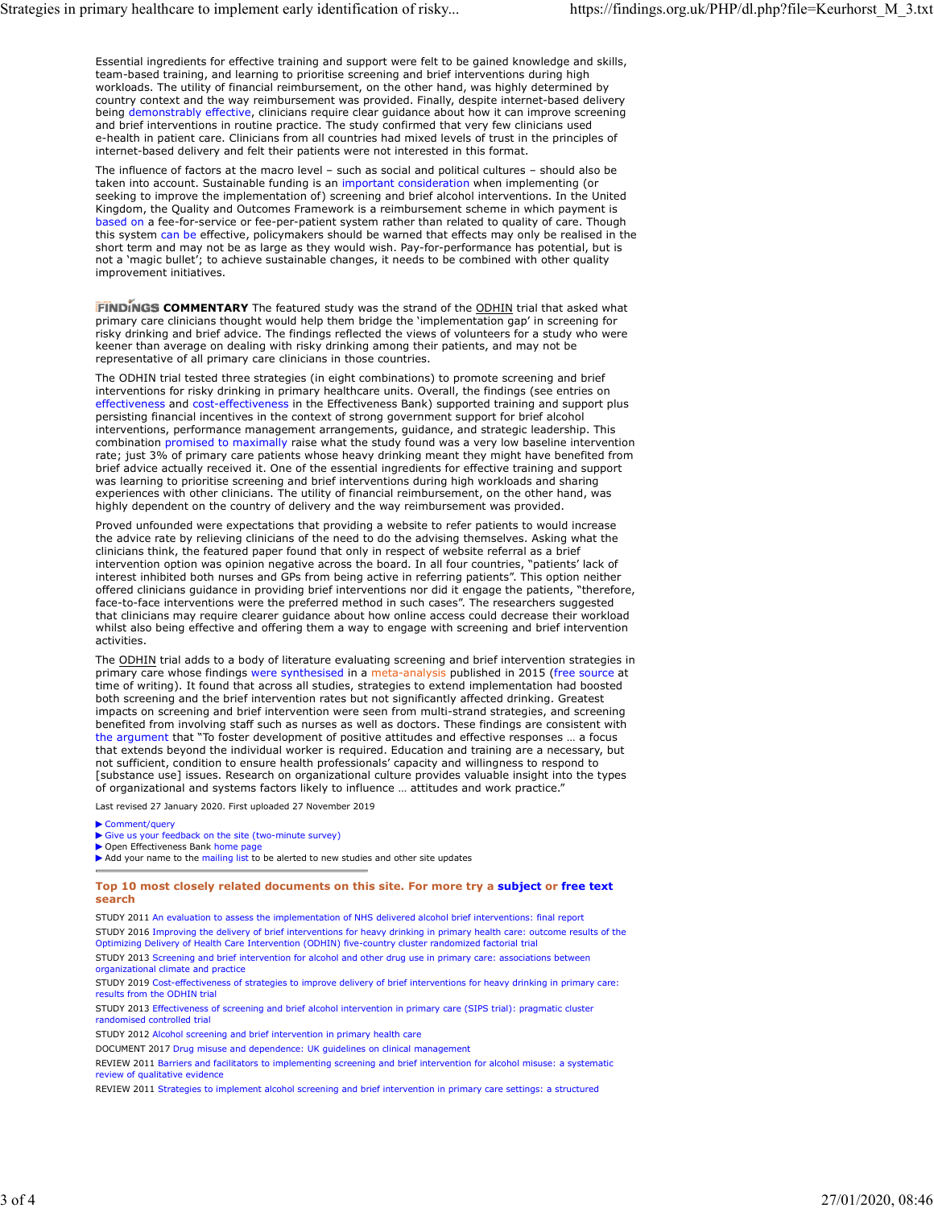Essential ingredients for effective training and support were felt to be gained knowledge and skills, team-based training, and learning to prioritise screening and brief interventions during high workloads. The utility of financial reimbursement, on the other hand, was highly determined by country context and the way reimbursement was provided. Finally, despite internet-based delivery being demonstrably effective, clinicians require clear guidance about how it can improve screening and brief interventions in routine practice. The study confirmed that very few clinicians used e-health in patient care. Clinicians from all countries had mixed levels of trust in the principles of internet-based delivery and felt their patients were not interested in this format.

The influence of factors at the macro level – such as social and political cultures – should also be taken into account. Sustainable funding is an important consideration when implementing (or seeking to improve the implementation of) screening and brief alcohol interventions. In the United Kingdom, the Quality and Outcomes Framework is a reimbursement scheme in which payment is based on a fee-for-service or fee-per-patient system rather than related to quality of care. Though this system can be effective, policymakers should be warned that effects may only be realised in the short term and may not be as large as they would wish. Pay-for-performance has potential, but is not a 'magic bullet'; to achieve sustainable changes, it needs to be combined with other quality improvement initiatives.

**FINDINGS COMMENTARY** The featured study was the strand of the ODHIN trial that asked what primary care clinicians thought would help them bridge the 'implementation gap' in screening for risky drinking and brief advice. The findings reflected the views of volunteers for a study who were keener than average on dealing with risky drinking among their patients, and may not be representative of all primary care clinicians in those countries.

The ODHIN trial tested three strategies (in eight combinations) to promote screening and brief interventions for risky drinking in primary healthcare units. Overall, the findings (see entries on effectiveness and cost-effectiveness in the Effectiveness Bank) supported training and support plus persisting financial incentives in the context of strong government support for brief alcohol interventions, performance management arrangements, guidance, and strategic leadership. This combination promised to maximally raise what the study found was a very low baseline intervention rate; just 3% of primary care patients whose heavy drinking meant they might have benefited from brief advice actually received it. One of the essential ingredients for effective training and support was learning to prioritise screening and brief interventions during high workloads and sharing experiences with other clinicians. The utility of financial reimbursement, on the other hand, was highly dependent on the country of delivery and the way reimbursement was provided.

Proved unfounded were expectations that providing a website to refer patients to would increase the advice rate by relieving clinicians of the need to do the advising themselves. Asking what the clinicians think, the featured paper found that only in respect of website referral as a brief intervention option was opinion negative across the board. In all four countries, "patients' lack of interest inhibited both nurses and GPs from being active in referring patients". This option neither offered clinicians guidance in providing brief interventions nor did it engage the patients, "therefore, face-to-face interventions were the preferred method in such cases". The researchers suggested that clinicians may require clearer guidance about how online access could decrease their workload whilst also being effective and offering them a way to engage with screening and brief intervention activities.

The ODHIN trial adds to a body of literature evaluating screening and brief intervention strategies in primary care whose findings were synthesised in a meta-analysis published in 2015 (free source at time of writing). It found that across all studies, strategies to extend implementation had boosted both screening and the brief intervention rates but not significantly affected drinking. Greatest impacts on screening and brief intervention were seen from multi-strand strategies, and screening benefited from involving staff such as nurses as well as doctors. These findings are consistent with the argument that "To foster development of positive attitudes and effective responses … a focus that extends beyond the individual worker is required. Education and training are a necessary, but not sufficient, condition to ensure health professionals' capacity and willingness to respond to [substance use] issues. Research on organizational culture provides valuable insight into the types of organizational and systems factors likely to influence … attitudes and work practice."

Last revised 27 January 2020. First uploaded 27 November 2019

- ▶ Comment/query
- ▶ Give us your feedback on the site (two-minute survey)
- ▶ Open Effectiveness Bank home page
- ▶ Add your name to the mailing list to be alerted to new studies and other site updates

**Top 10 most closely related documents on this site. For more try a subject or free text search**

STUDY 2011 An evaluation to assess the implementation of NHS delivered alcohol brief interventions: final report

STUDY 2016 Improving the delivery of brief interventions for heavy drinking in primary health care: outcome results of the Optimizing Delivery of Health Care Intervention (ODHIN) five-country cluster randomized factorial trial

STUDY 2013 Screening and brief intervention for alcohol and other drug use in primary care: associations between organizational climate and practice

STUDY 2019 Cost-effectiveness of strategies to improve delivery of brief interventions for heavy drinking in primary care: results from the ODHIN trial

STUDY 2013 Effectiveness of screening and brief alcohol intervention in primary care (SIPS trial): pragmatic cluster randomised controlled trial

STUDY 2012 Alcohol screening and brief intervention in primary health care

DOCUMENT 2017 Drug misuse and dependence: UK guidelines on clinical management

REVIEW 2011 Barriers and facilitators to implementing screening and brief intervention for alcohol misuse: a systematic review of qualitative evidence

REVIEW 2011 Strategies to implement alcohol screening and brief intervention in primary care settings: a structured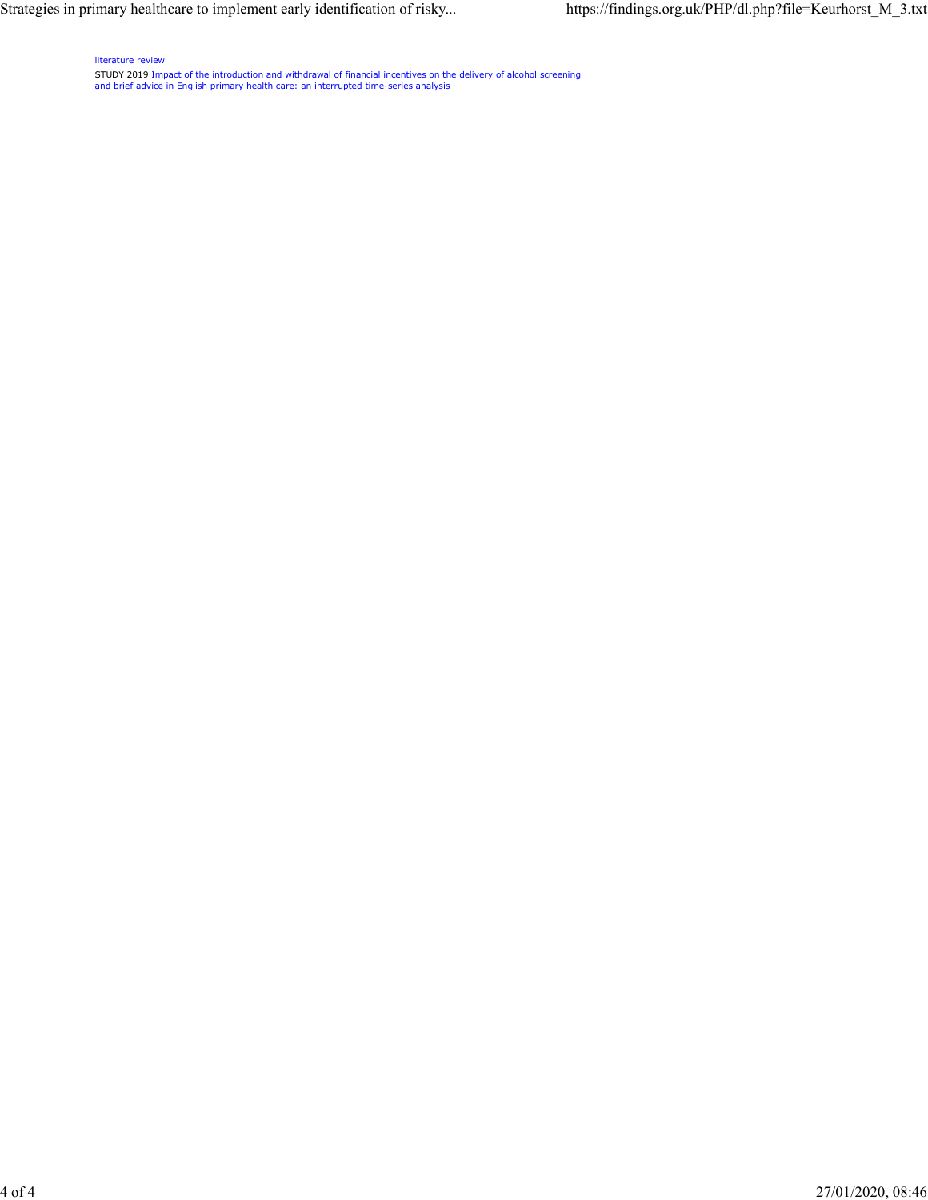literature review

STUDY 2019 Impact of the introduction and withdrawal of financial incentives on the delivery of alcohol screening and brief advice in English primary health care: an interrupted time-series analysis